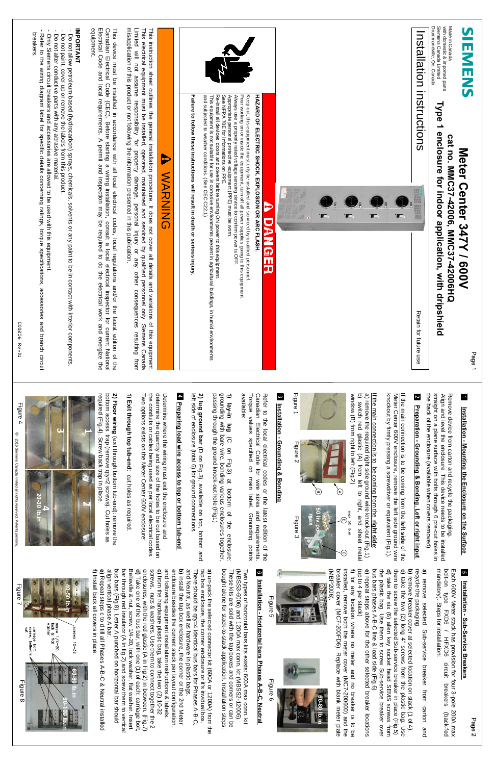# SIEMENS

Made in Canada
with domestic & imported parts
Siemens Canada Limited
Drummondville, Qc, Canada

# Installation instructions

Retain for future use

## Meter Center 347Y / 600V
## cat no. MMC37-42006, MMC37-42006HQ
## Type 1 enclosure for indoor application, with dripshield

### ⚠ DANGER

**HAZARD OF ELECTRIC SHOCK, EXPLOSION OR ARC FLASH.**

Keep out, this equipment must only be installed and serviced by qualified personnel.
Prior working on or inside the equipment, turn off all power supplies going to this equipment.
Always use a properly rated voltage sensing device to confirm power is OFF.
Appropriate personal protective equipment (PPE) must be worn.
See NFPA 70E for informations on PPE.
Re-install all devices, doors and covers before turning ON power to this equipment.
This equipment is not suitable for use in corrosive environments present in agricultural buildings, in humid environments and subjected to weather conditions. (See CEC C22.1)

**Failure to follow these instructions will result in death or serious injury.**

### ⚠ WARNING

This instruction sheet outlines the general installation procedure. It does not cover all details and variations of this equipment. This electrical equipment must be installed, operated, maintained and serviced by qualified personnel only. Siemens Canada Limited will not assume responsibility for property damage, personal injury or any other consequences resulting from misapplication of this product or not following the information presented in this publication.

This device must be installed in accordance with all local electrical codes, local regulations and/or the latest edition of the Canadian Electrical Code (CEC). Before starting a wiring installation, consult a local electrical inspector for current National Electrical Code and local requirements. A permit and inspection may be required to do the electrical work and energize the equipment.

**IMPORTANT**

- Do not allow petroleum-based (hydrocarbon) sprays, chemicals, solvents or any paint to be in contact with interior components.
- Do not paint, cover up or remove the labels from this product.
- Do not alter conductive parts with any abrasive material.
- Only Siemens circuit breakers and accessories are allowed to be used with this equipment.
- Refer to the wiring diagram label for specific details concerning ratings, torque specifications, accessories and branch circuit breakers.

C00256 Rev01

### 1 Installation - Mounting the Enclosure on the Surface

Remove device from carton and recycle the packaging.
Align and level the enclosure. This device needs to be installed straight on a plane surface with bolts through 6 pre-cut holes in the back of the enclosure (available when covers removed).

### 2 Preparation - Grounding & Bonding, Left or right input

If the main connection is to be coming from the **left side** of the Meter Center 600V enclosure, remove the left side ground wire knockout by firmly pressing a screwdriver or equivalent (Fig.1).

If the main connection is to be coming from the **right side**:
a) remove the required right side ground wire knock-out (Fig.1)
b) switch red plastic (A) from left to right, and sheet metal window (B) from right to left (Fig.2)

Figure 1 Figure 2 Figure 3

### 3 Installation - Grounding & Bonding

Refer to the local electrical codes or the latest edition of the Canadian Electrical Code for wire sizes and requirements. Torque values specified on main label. Grounding points available:

**1) lay-in lug** (C on Fig.3) at bottom of the enclosure: grounding with bare wire, bonding various enclosures together, passing through the ground knock-out hole (Fig1)

**2) lug ground bar** (D on Fig.3), available on top, bottom and left side of enclosure (total 6) for ground connections.

### 4 Preparing load wire access to top or bottom tub-end

Determine where the wiring must exit the enclosure and determine the quantity and size of the holes to be cut based on the conduits or cables being used as per local electrical codes. Two options exists on the Meter Center 600V enclosure:

**1) Exit through top tub-end:** cut holes as required.

**2) Floor wiring** (exit through bottom tub-end): remove the bottom access trap (remove qty=2 screws). Cut holes as required (Fig.4). Screw back trap in place.

Figure 4

© 2016 Siemens Canada limited all rights reserved. Patents pending.

### 5 Installation - Sub-Service Breakers

Each 600V Meter stack has provision for four 3-pole 200A max bolt-on type FXD6 / HFXD6 circuit breakers (back-fed mandatory). Steps for installation:

**a)** remove selected Sub-service breaker from carton and recycle the packaging.
**b)** remove breaker cover at selected location on stack (1 of 4).
**c)** take the two (2) long 4" screws from the plastic bag. Use them to screw the selected Sub-service breaker in place (Fig.5)
**d)** take the six (6) allen key socket head SEMS screws from the plastic bag. Use them to screw Sub-service breaker over bus bars phases A-B-C line & load side (Fig.6)
**e)** repeat steps above for the other selected breaker locations (up to 4 per stack)
**f)** for any location where no meter and no breaker is to be installed, remove both the meter cover (MC7-200600) and the breaker cover (MC7-200FD6). Replace with blank meter plate (MBP2006).

Figure 5 Figure 6

### 6 Installation - Horizontal bars Phases A-B-C, Neutral

Two types of horizontal bars kits exists: 600A max conn. kit (MBSS3-6006) and 1200A max conn. kit (MBSS2-12006). These kits are sold with the tap boxes and corners or can be bought alone for stack-to-stack application. Installation steps:

**a)** un-pack the selected connector kit (600A or 1200A) from the tap box enclosure, the corner enclosure or it's invidual box. There should be qty=4 identical bus bars for Phases A-B-C, and Neutral, as well as hardware in plastic bags.
**b)** install the tap box enclosure, the corner or the 2nd Meter enclosure besides the current stack per layout configuration, and following equipment installation instructions & labels.
**c)** from the hardware plastic bag, take the two (2) 10-32 screws, nuts & washers. Use them to connect together the 2 enclosures, with the red plastic (A in Fig.2) in between. (Fig.7)
**d)** Take one of the bus bar, with one (1) of each: carriage bolt, Belleville & nut, screw 1/4-20, lock washer, flat washer. Insert bar through red insulator (A in fig.2) and screw them to vertical bus bars (Fig.8). Letter A punched on horizontal bar should align vertical phase A bar.
**e)** Repeat steps c to d till all Phases A-B-C & Neutral installed
**f)** Install back all covers in place.

Figure 7 Figure 8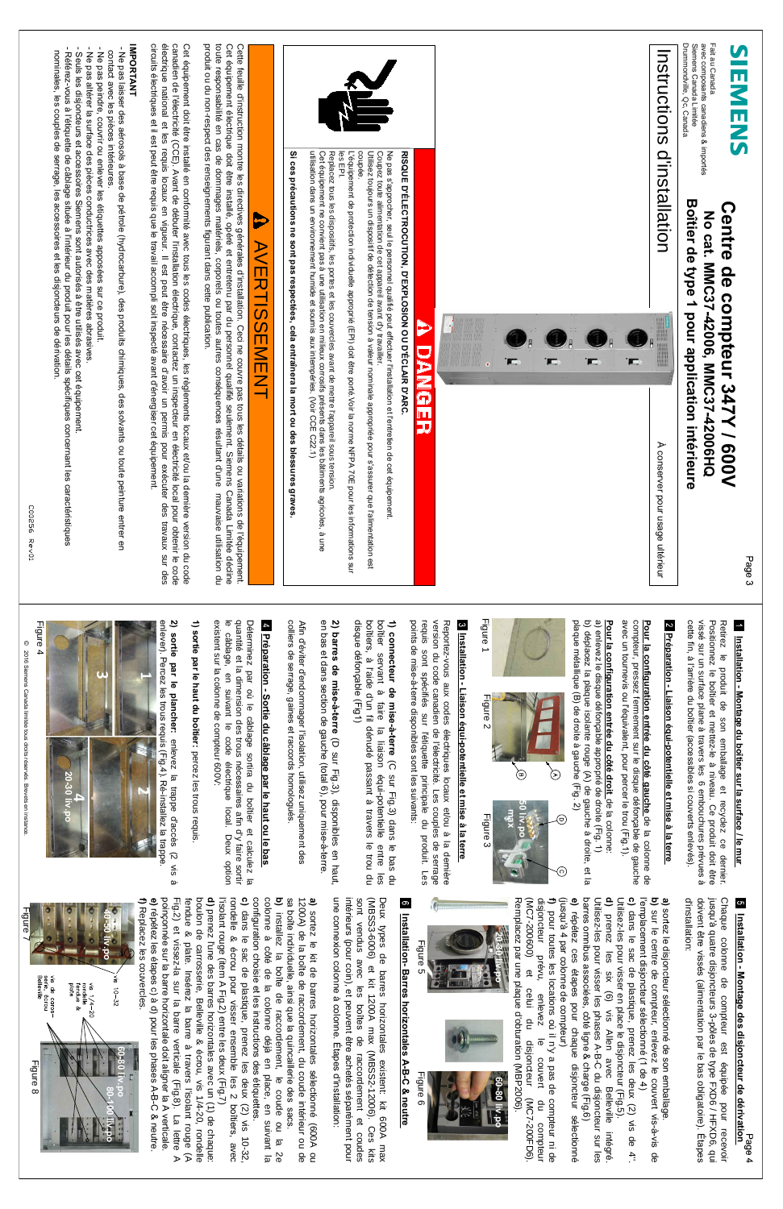# SIEMENS

Fait au Canada
avec composants canadiens & importés
Siemens Canada Limitée
Drummondville, Qc, Canada

# Centre de compteur 347Y / 600V

## No cat. MMC37-42006, MMC37-42006HQ

## Boîtier de type 1 pour application intérieure

# Instructions d'installation

À conserver pour usage ultérieur

## ⚠ DANGER

**RISQUE D'ÉLECTROCUTION, D'EXPLOSION OU D'ÉCLAIR D'ARC.**

Ne pas s'approcher, seul le personnel qualifié peut effectuer l'installation et l'entretien de cet équipement.
Coupez toute alimentation de cet appareil avant d'y travailler.
Utilisez toujours un dispositif de détection de tension à valeur nominale appropriée pour s'assurer que l'alimentation est coupée.
L'équipement de protection individuelle approprié (EPI) doit être porté. Voir la norme NFPA 70E pour les informations sur les EPI.
Replacez tous les dispositifs, les portes et les couvercles avant de mettre l'appareil sous tension.
Cet équipement ne convient pas à une utilisation en milieux corrosifs présents dans les bâtiments agricoles, à une utilisation dans un environnement humide et soumis aux intempéries. (Voir CCE C22.1)

**Si ces précautions ne sont pas respectées, cela entraînera la mort ou des blessures graves.**

## ⚠ AVERTISSEMENT

Cette feuille d'instruction montre les directives générales d'installation. Ceci ne couvre pas tous les détails ou variations de l'équipement. Cet équipement électrique doit être installé, opéré et entretenu par du personnel qualifié seulement. Siemens Canada Limitée décline toute responsabilité en cas de dommages matériels, corporels ou toutes autres conséquences résultant d'une mauvaise utilisation du produit ou du non-respect des renseignements figurant dans cette publication.

Cet équipement doit être installé en conformité avec tous les codes électriques, les règlements locaux et/ou la dernière version du code canadien de l'électricité (CCE). Avant de débuter l'installation électrique, contactez un inspecteur en électricité local pour obtenir le code électrique national et les requis locaux en vigueur. Il est peut être nécessaire d'avoir un permis pour exécuter des travaux sur des circuits électriques et il est peut être requis que le travail accompli soit inspecté avant d'énergiser cet équipement.

**IMPORTANT**

- Ne pas laisser des aérosols à base de pétrole (hydrocarbure), des produits chimiques, des solvants ou toute peinture entrer en contact avec les pièces intérieures.
- Ne pas peindre, couvrir ou enlever les étiquettes apposées sur ce produit.
- Ne pas altérer la surface des pièces conductrices avec des matières abrasives.
- Seuls les disjoncteurs et accessoires Siemens sont autorisés à être utilisés avec cet équipement.
- Référez-vous à l'étiquette de câblage située à l'intérieur du produit pour les détails spécifiques concernant les caractéristiques nominales, les couples de serrage, les accessoires et les disjoncteurs de dérivation.

C00256 Rev.01

### 1 Installation - Montage du boîtier sur la surface / le mur

Retirez le produit de son emballage et recyclez ce dernier. Positionnez le boîtier et mettez-le à niveau. Ce produit doit être vissé sur un surface plane à travers les 6 embouchures prévues à cette fin, à l'arrière du boîtier (accessibles si couverts enlevés).

### 2 Préparation - Liaison équi-potentielle du côté gauche

**Pour la configuration entrée du côté gauche** de la colonne de compteur, pressez fermement sur le disque défonçable de gauche avec un tournevis ou l'équivalent, pour percer le trou (Fig.1).

**Pour la configuration entrée du côté droit** de la colonne:
a) enlevez le disque défonçable approprié de droite (Fig. 1)
b) déplacez la plaque isolante rouge (A) de gauche à droite, et la plaque métallique (B) de droite à gauche (Fig. 2)

Figure 1 Figure 2 Figure 3

A B D C
50 liv-po max

### 3 Installation - Liaison équi-potentielle et mise à la terre

Reportez-vous aux codes électriques locaux et/ou à la dernière version du code canadien de l'électricité. Les couples de serrage requis sont spécifiés sur l'étiquette principale du produit. Les points de mise-à-terre disponibles sont les suivants:

**1) connecteur de mise-à-terre** (C sur Fig.3) dans le bas du boîtier servant à faire la liaison équi-potentielle entre les boîtiers, à l'aide d'un fil dénudé passant à travers le trou du disque défonçable (Fig.1)

**2) barres de mise-à-terre** (D sur Fig.3), disponibles en haut, en bas et dans section de gauche (total 6), pour mise-à-terre.

Afin d'éviter d'endommager l'isolation, utilisez uniquement des colliers de serrage, gaines et raccords homologués.

### 4 Préparation - Sortie du câblage par le haut ou le bas

Déterminez par où le câblage sortira du boîtier et calculez la quantité et la dimension des trous nécessaires afin d'y faire sortir le câblage en suivant le code électrique local. Deux option existent sur la colonne de compteur 600V:

**1) sortie par le haut du boîtier:** percez les trous requis.

**2) sortie par le plancher:** enlevez la trappe d'accès (2 vis à enlever). Percez les trous requis (Fig.4). Ré-installez la trappe.

Figure 4

1 2 3 4
20-30 liv-po

© 2016 Siemens Canada limitée tous droits réservés. Brevets en instance.

### 5 Installation - Montage des disjoncteur de dérivation

Chaque colonne de compteur est équipée pour recevoir jusqu'à quatre disjoncteurs 3-pôles de type FXD6 / HFXD6, qui doivent être vissés (alimentation par le bas obligatoire). Étapes d'installation:

**a)** sortez le disjoncteur sélectionné de son emballage.
**b)** sur le centre de compteur, enlevez le couvert vis-à-vis de l'emplacement disjoncteur sélectionné (1 de 4)
**c)** dans le sac de plastique, prenez les deux (2) vis de 4". Utilisez-les pour visser en place le disjoncteur (Fig.5).
**d)** prenez les six (6) vis Allen avec Belleville intégré. Utilisez-les pour visser les phases A-B-C du disjoncteur sur les barres omnibus associées, côté ligne & charge (Fig.6)
**e)** répétez ces étapes pour chaque disjoncteur sélectionné (jusqu'à 4 par colonne de compteur)
**f)** pour toutes les locations où il n'y a pas de compteur ni de disjoncteur prévu, enlevez le couvert du compteur (MC7-200600) et celui du disjoncteur (MC7-200FD6). Remplacez par une plaque d'obturation (MBP200).

Figure 5 Figure 6
60-80 liv-po

### 6 Installation- Barres horizontales A-B-C & neutre

Deux types de barres horizontales existent: kit 600A max (MBSS3-600B) et kit 1200A max (MBSS3-1200B). Ces kits sont vendus avec les boîtes de raccordement et coudes intérieurs (pour coin), et peuvent être achetés séparément pour une connexion colonne à colonne. Étapes d'installation:

**a)** sortez le kit de barres horizontales sélectionné (600A ou 1200A) de la boîte de raccordement, du coude intérieur ou de sa boîte individuelle, ainsi que la quincaillerie des sacs.
**b)** installez la boîte de raccordement, le coude ou la 2e colonne à côté de la colonne déjà en place, en suivant la configuration choisie et les instructions des étiquettes.
**c)** dans le sac de plastique, prenez les deux (2) vis 10-32, rondelle & écrou pour visser ensemble les 2 boîtiers, avec l'isolant rouge (item A Fig.2) entre les deux (Fig.7)
**d)** prenez l'une des barres horizontales avec un (1) de chaque: boulon de carrosserie, Belleville & écrou, vis 1/4-20, rondelle fendue & plate. Insérez la barre à travers l'isolant rouge (A Fig.2) et vissez-la sur la barre verticale (Fig.8). La lettre A poinçonnée sur la barre horizontale doit aligner la A verticale.
**e)** répétez les étapes c) à d) pour les phases A-B-C & neutre.
**f)** Replacez les couvercles.

Figure 7 Figure 8

40-50 liv-po
vis 10-32
vis 1/4-20
rondelle fendue & plate
vis de carrosserie
écrou
Belleville
60-80 liv-po
80-100 liv-po